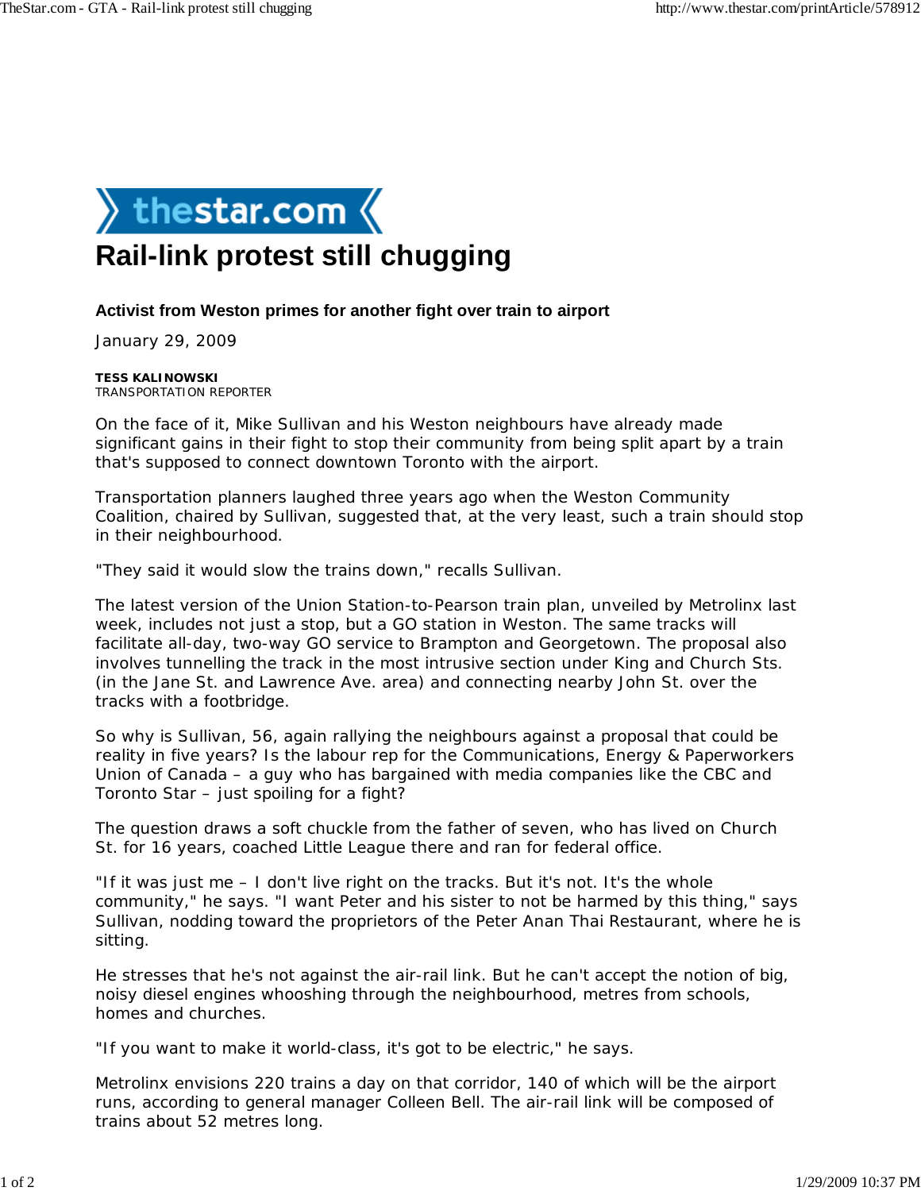# Rail-link protest still chugging

**Activist from Weston primes for another fight over train to airport**

January 29, 2009

**TESS KALINOWSKI**
TRANSPORTATION REPORTER

On the face of it, Mike Sullivan and his Weston neighbours have already made significant gains in their fight to stop their community from being split apart by a train that's supposed to connect downtown Toronto with the airport.

Transportation planners laughed three years ago when the Weston Community Coalition, chaired by Sullivan, suggested that, at the very least, such a train should stop in their neighbourhood.

"They said it would slow the trains down," recalls Sullivan.

The latest version of the Union Station-to-Pearson train plan, unveiled by Metrolinx last week, includes not just a stop, but a GO station in Weston. The same tracks will facilitate all-day, two-way GO service to Brampton and Georgetown. The proposal also involves tunnelling the track in the most intrusive section under King and Church Sts. (in the Jane St. and Lawrence Ave. area) and connecting nearby John St. over the tracks with a footbridge.

So why is Sullivan, 56, again rallying the neighbours against a proposal that could be reality in five years? Is the labour rep for the Communications, Energy & Paperworkers Union of Canada – a guy who has bargained with media companies like the CBC and Toronto Star – just spoiling for a fight?

The question draws a soft chuckle from the father of seven, who has lived on Church St. for 16 years, coached Little League there and ran for federal office.

"If it was just me – I don't live right on the tracks. But it's not. It's the whole community," he says. "I want Peter and his sister to not be harmed by this thing," says Sullivan, nodding toward the proprietors of the Peter Anan Thai Restaurant, where he is sitting.

He stresses that he's not against the air-rail link. But he can't accept the notion of big, noisy diesel engines whooshing through the neighbourhood, metres from schools, homes and churches.

"If you want to make it world-class, it's got to be electric," he says.

Metrolinx envisions 220 trains a day on that corridor, 140 of which will be the airport runs, according to general manager Colleen Bell. The air-rail link will be composed of trains about 52 metres long.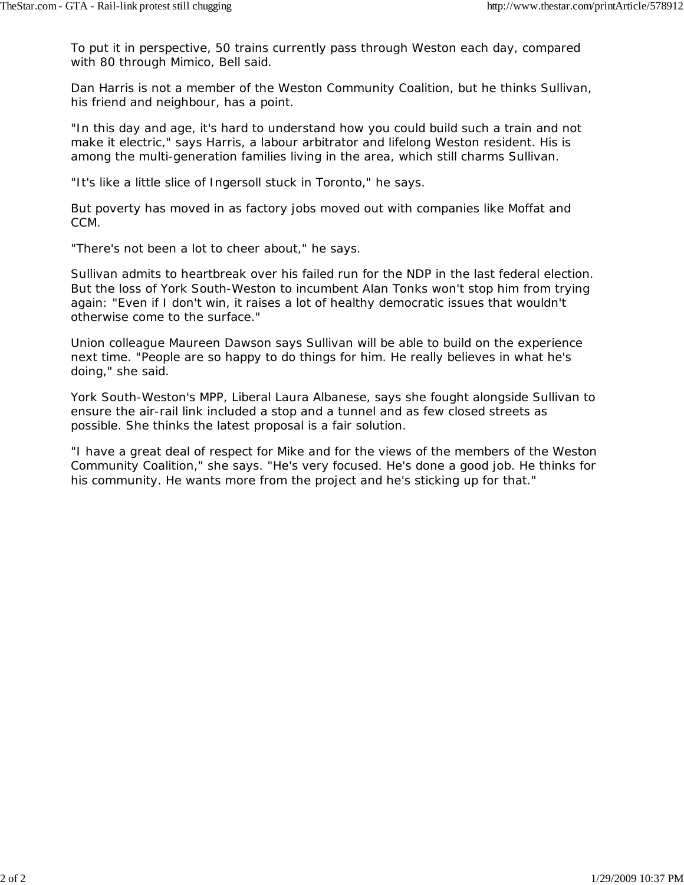To put it in perspective, 50 trains currently pass through Weston each day, compared with 80 through Mimico, Bell said.

Dan Harris is not a member of the Weston Community Coalition, but he thinks Sullivan, his friend and neighbour, has a point.

"In this day and age, it's hard to understand how you could build such a train and not make it electric," says Harris, a labour arbitrator and lifelong Weston resident. His is among the multi-generation families living in the area, which still charms Sullivan.

"It's like a little slice of Ingersoll stuck in Toronto," he says.

But poverty has moved in as factory jobs moved out with companies like Moffat and CCM.

"There's not been a lot to cheer about," he says.

Sullivan admits to heartbreak over his failed run for the NDP in the last federal election. But the loss of York South-Weston to incumbent Alan Tonks won't stop him from trying again: "Even if I don't win, it raises a lot of healthy democratic issues that wouldn't otherwise come to the surface."

Union colleague Maureen Dawson says Sullivan will be able to build on the experience next time. "People are so happy to do things for him. He really believes in what he's doing," she said.

York South-Weston's MPP, Liberal Laura Albanese, says she fought alongside Sullivan to ensure the air-rail link included a stop and a tunnel and as few closed streets as possible. She thinks the latest proposal is a fair solution.

"I have a great deal of respect for Mike and for the views of the members of the Weston Community Coalition," she says. "He's very focused. He's done a good job. He thinks for his community. He wants more from the project and he's sticking up for that."